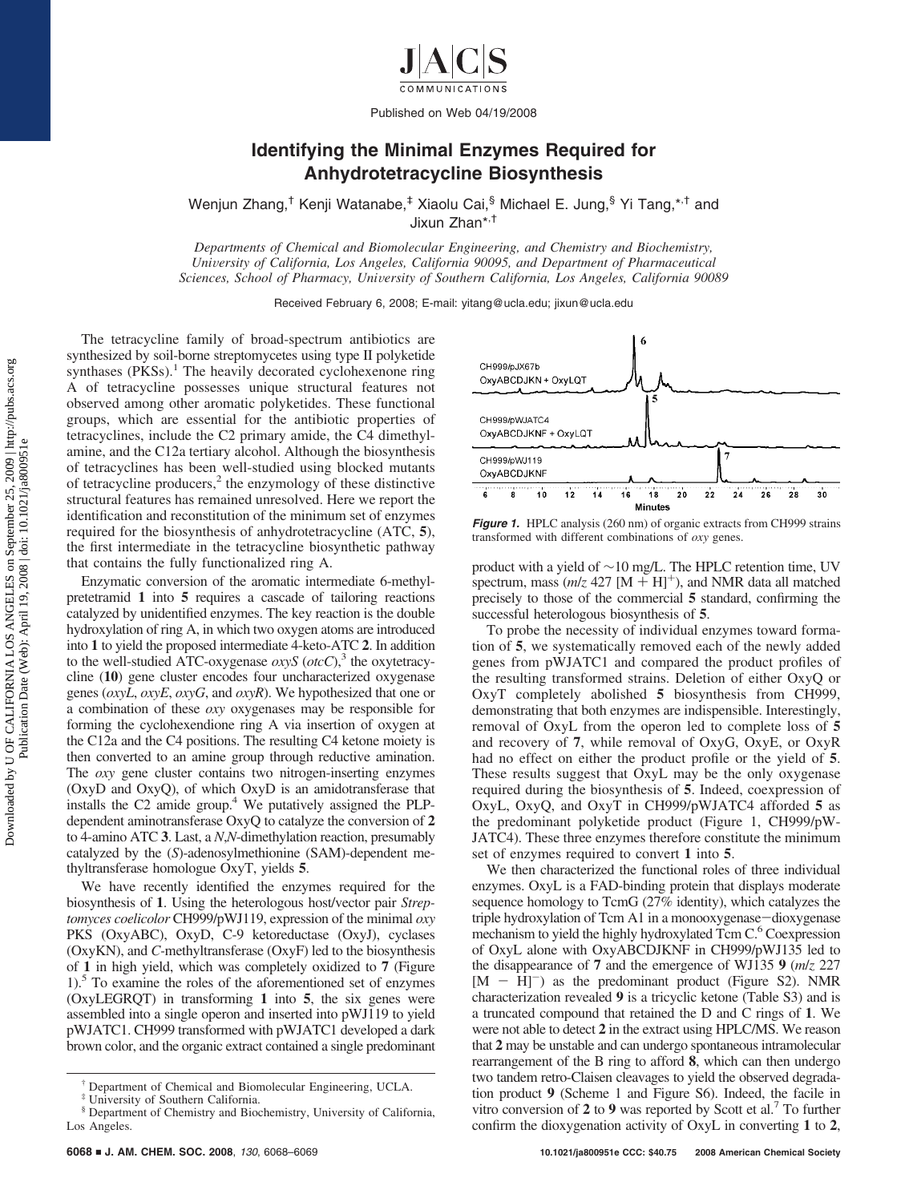Published on Web 04/19/2008

# Identifying the Minimal Enzymes Required for Anhydrotetracycline Biosynthesis

Wenjun Zhang,[†] Kenji Watanabe,[‡] Xiaolu Cai,[§] Michael E. Jung,[§] Yi Tang,*[,†] and Jixun Zhan*[,†]

*Departments of Chemical and Biomolecular Engineering, and Chemistry and Biochemistry, University of California, Los Angeles, California 90095, and Department of Pharmaceutical Sciences, School of Pharmacy, University of Southern California, Los Angeles, California 90089*

Received February 6, 2008; E-mail: yitang@ucla.edu; jixun@ucla.edu

The tetracycline family of broad-spectrum antibiotics are synthesized by soil-borne streptomycetes using type II polyketide synthases (PKSs).[1] The heavily decorated cyclohexenone ring A of tetracycline possesses unique structural features not observed among other aromatic polyketides. These functional groups, which are essential for the antibiotic properties of tetracyclines, include the C2 primary amide, the C4 dimethylamine, and the C12a tertiary alcohol. Although the biosynthesis of tetracyclines has been well-studied using blocked mutants of tetracycline producers,[2] the enzymology of these distinctive structural features has remained unresolved. Here we report the identification and reconstitution of the minimum set of enzymes required for the biosynthesis of anhydrotetracycline (ATC, **5**), the first intermediate in the tetracycline biosynthetic pathway that contains the fully functionalized ring A.

Enzymatic conversion of the aromatic intermediate 6-methylpretetramid **1** into **5** requires a cascade of tailoring reactions catalyzed by unidentified enzymes. The key reaction is the double hydroxylation of ring A, in which two oxygen atoms are introduced into **1** to yield the proposed intermediate 4-keto-ATC **2**. In addition to the well-studied ATC-oxygenase *oxyS* (*otcC*),[3] the oxytetracycline (**10**) gene cluster encodes four uncharacterized oxygenase genes (*oxyL*, *oxyE*, *oxyG*, and *oxyR*). We hypothesized that one or a combination of these *oxy* oxygenases may be responsible for forming the cyclohexendione ring A via insertion of oxygen at the C12a and the C4 positions. The resulting C4 ketone moiety is then converted to an amine group through reductive amination. The *oxy* gene cluster contains two nitrogen-inserting enzymes (OxyD and OxyQ), of which OxyD is an amidotransferase that installs the C2 amide group.[4] We putatively assigned the PLP-dependent aminotransferase OxyQ to catalyze the conversion of **2** to 4-amino ATC **3**. Last, a *N*,*N*-dimethylation reaction, presumably catalyzed by the (*S*)-adenosylmethionine (SAM)-dependent methyltransferase homologue OxyT, yields **5**.

We have recently identified the enzymes required for the biosynthesis of **1**. Using the heterologous host/vector pair *Streptomyces coelicolor* CH999/pWJ119, expression of the minimal *oxy* PKS (OxyABC), OxyD, C-9 ketoreductase (OxyJ), cyclases (OxyKN), and *C*-methyltransferase (OxyF) led to the biosynthesis of **1** in high yield, which was completely oxidized to **7** (Figure 1).[5] To examine the roles of the aforementioned set of enzymes (OxyLEGRQT) in transforming **1** into **5**, the six genes were assembled into a single operon and inserted into pWJ119 to yield pWJATC1. CH999 transformed with pWJATC1 developed a dark brown color, and the organic extract contained a single predominant product with a yield of ~10 mg/L. The HPLC retention time, UV spectrum, mass ($m/z$ 427 $[M + H]^+$), and NMR data all matched precisely to those of the commercial **5** standard, confirming the successful heterologous biosynthesis of **5**.

**Figure 1.** HPLC analysis (260 nm) of organic extracts from CH999 strains transformed with different combinations of *oxy* genes.

To probe the necessity of individual enzymes toward formation of **5**, we systematically removed each of the newly added genes from pWJATC1 and compared the product profiles of the resulting transformed strains. Deletion of either OxyQ or OxyT completely abolished **5** biosynthesis from CH999, demonstrating that both enzymes are indispensible. Interestingly, removal of OxyL from the operon led to complete loss of **5** and recovery of **7**, while removal of OxyG, OxyE, or OxyR had no effect on either the product profile or the yield of **5**. These results suggest that OxyL may be the only oxygenase required during the biosynthesis of **5**. Indeed, coexpression of OxyL, OxyQ, and OxyT in CH999/pWJATC4 afforded **5** as the predominant polyketide product (Figure 1, CH999/pWJATC4). These three enzymes therefore constitute the minimum set of enzymes required to convert **1** into **5**.

We then characterized the functional roles of three individual enzymes. OxyL is a FAD-binding protein that displays moderate sequence homology to TcmG (27% identity), which catalyzes the triple hydroxylation of Tcm A1 in a monooxygenase−dioxygenase mechanism to yield the highly hydroxylated Tcm C.[6] Coexpression of OxyL alone with OxyABCDJKNF in CH999/pWJ135 led to the disappearance of **7** and the emergence of WJ135 **9** ($m/z$ 227 $[M - H]^-$) as the predominant product (Figure S2). NMR characterization revealed **9** is a tricyclic ketone (Table S3) and is a truncated compound that retained the D and C rings of **1**. We were not able to detect **2** in the extract using HPLC/MS. We reason that **2** may be unstable and can undergo spontaneous intramolecular rearrangement of the B ring to afford **8**, which can then undergo two tandem retro-Claisen cleavages to yield the observed degradation product **9** (Scheme 1 and Figure S6). Indeed, the facile in vitro conversion of **2** to **9** was reported by Scott et al.[7] To further confirm the dioxygenation activity of OxyL in converting **1** to **2**,

[†] Department of Chemical and Biomolecular Engineering, UCLA.
[‡] University of Southern California.
[§] Department of Chemistry and Biochemistry, University of California, Los Angeles.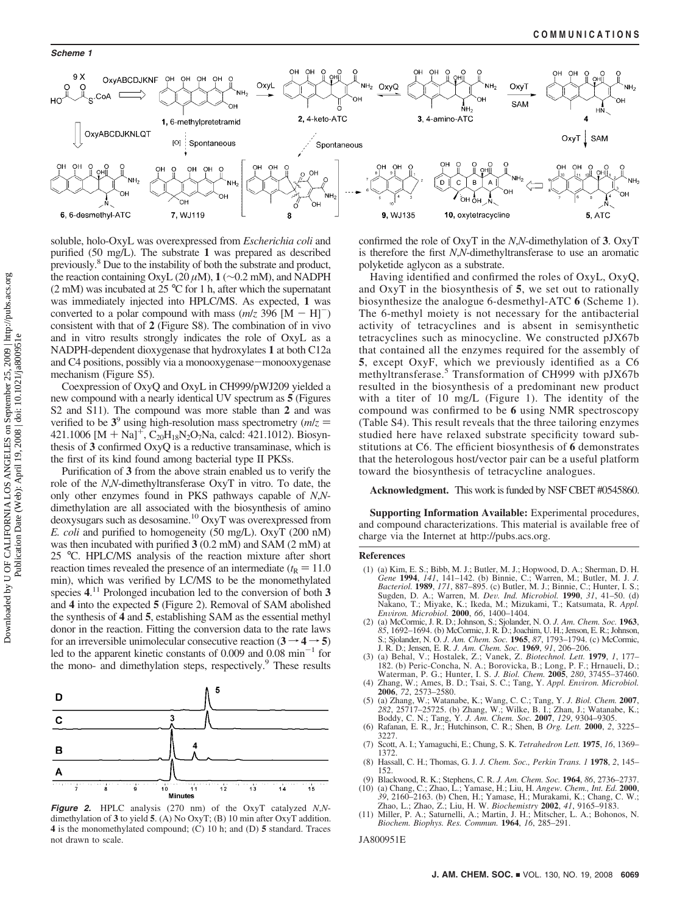**Scheme 1**

9 X
HO S-CoA
OxyABCDJKNF
1, 6-methylpretetramid
OxyL
2, 4-keto-ATC
OxyQ
3, 4-amino-ATC
OxyT
SAM
4
OxyT SAM
OxyABCDJKNLQT
[O] Spontaneous
Spontaneous
6, 6-desmethyl-ATC
7, WJ119
8
9, WJ135
10, oxytetracycline
5, ATC

soluble, holo-OxyL was overexpressed from *Escherichia coli* and purified (50 mg/L). The substrate **1** was prepared as described previously.[8] Due to the instability of both the substrate and product, the reaction containing OxyL (20 $\mu$M), **1** (~0.2 mM), and NADPH (2 mM) was incubated at 25 °C for 1 h, after which the supernatant was immediately injected into HPLC/MS. As expected, **1** was converted to a polar compound with mass ($m/z$ 396 $[M - H]^-$) consistent with that of **2** (Figure S8). The combination of in vivo and in vitro results strongly indicates the role of OxyL as a NADPH-dependent dioxygenase that hydroxylates **1** at both C12a and C4 positions, possibly via a monooxygenase–monooxygenase mechanism (Figure S5).

Coexpression of OxyQ and OxyL in CH999/pWJ209 yielded a new compound with a nearly identical UV spectrum as **5** (Figures S2 and S11). The compound was more stable than **2** and was verified to be **3**[9] using high-resolution mass spectrometry ($m/z$ = 421.1006 $[M + Na]^+$, $C_{20}H_{18}N_2O_7Na$, calcd: 421.1012). Biosynthesis of **3** confirmed OxyQ is a reductive transaminase, which is the first of its kind found among bacterial type II PKSs.

Purification of **3** from the above strain enabled us to verify the role of the *N,N*-dimethyltransferase OxyT in vitro. To date, the only other enzymes found in PKS pathways capable of *N,N*-dimethylation are all associated with the biosynthesis of amino deoxysugars such as desosamine.[10] OxyT was overexpressed from *E. coli* and purified to homogeneity (50 mg/L). OxyT (200 nM) was then incubated with purified **3** (0.2 mM) and SAM (2 mM) at 25 °C. HPLC/MS analysis of the reaction mixture after short reaction times revealed the presence of an intermediate ($t_R$ = 11.0 min), which was verified by LC/MS to be the monomethylated species **4**.[11] Prolonged incubation led to the conversion of both **3** and **4** into the expected **5** (Figure 2). Removal of SAM abolished the synthesis of **4** and **5**, establishing SAM as the essential methyl donor in the reaction. Fitting the conversion data to the rate laws for an irreversible unimolecular consecutive reaction ($3 \rightarrow 4 \rightarrow 5$) led to the apparent kinetic constants of 0.009 and 0.08 $min^{-1}$ for the mono- and dimethylation steps, respectively.[9] These results

D
C
B
A
5
3
4
7 8 9 10 11 12 13 14 15
Minutes

***Figure 2.*** HPLC analysis (270 nm) of the OxyT catalyzed *N,N*-dimethylation of **3** to yield **5**. (A) No OxyT; (B) 10 min after OxyT addition. **4** is the monomethylated compound; (C) 10 h; and (D) **5** standard. Traces not drawn to scale.

confirmed the role of OxyT in the *N,N*-dimethylation of **3**. OxyT is therefore the first *N,N*-dimethyltransferase to use an aromatic polyketide aglycon as a substrate.

Having identified and confirmed the roles of OxyL, OxyQ, and OxyT in the biosynthesis of **5**, we set out to rationally biosynthesize the analogue 6-desmethyl-ATC **6** (Scheme 1). The 6-methyl moiety is not necessary for the antibacterial activity of tetracyclines and is absent in semisynthetic tetracyclines such as minocycline. We constructed pJX67b that contained all the enzymes required for the assembly of **5**, except OxyF, which we previously identified as a C6 methyltransferase.[5] Transformation of CH999 with pJX67b resulted in the biosynthesis of a predominant new product with a titer of 10 mg/L (Figure 1). The identity of the compound was confirmed to be **6** using NMR spectroscopy (Table S4). This result reveals that the three tailoring enzymes studied here have relaxed substrate specificity toward substitutions at C6. The efficient biosynthesis of **6** demonstrates that the heterologous host/vector pair can be a useful platform toward the biosynthesis of tetracycline analogues.

**Acknowledgment.** This work is funded by NSF CBET #0545860.

**Supporting Information Available:** Experimental procedures, and compound characterizations. This material is available free of charge via the Internet at http://pubs.acs.org.

## References

(1) (a) Kim, E. S.; Bibb, M. J.; Butler, M. J.; Hopwood, D. A.; Sherman, D. H. *Gene* **1994**, *141*, 141–142. (b) Binnie, C.; Warren, M.; Butler, M. J. *J. Bacteriol.* **1989**, *171*, 887–895. (c) Butler, M. J.; Binnie, C.; Hunter, I. S.; Sugden, D. A.; Warren, M. *Dev. Ind. Microbiol.* **1990**, *31*, 41–50. (d) Nakano, T.; Miyake, K.; Ikeda, M.; Mizukami, T.; Katsumata, R. *Appl. Environ. Microbiol.* **2000**, *66*, 1400–1404.

(2) (a) McCormic, J. R. D.; Johnson, S.; Sjolander, N. O. *J. Am. Chem. Soc.* **1963**, *85*, 1692–1694. (b) McCormic, J. R. D.; Joachim, U. H.; Jenson, E. R.; Johnson, S.; Sjolander, N. O. *J. Am. Chem. Soc.* **1965**, *87*, 1793–1794. (c) McCormic, J. R. D.; Jensen, E. R. *J. Am. Chem. Soc.* **1969**, *91*, 206–206.

(3) (a) Behal, V.; Hostalek, Z.; Vanek, Z. *Biotechnol. Lett.* **1979**, *1*, 177–182. (b) Peric-Concha, N. A.; Borovicka, B.; Long, P. F.; Hrnaueli, D.; Waterman, P. G.; Hunter, I. S. *J. Biol. Chem.* **2005**, *280*, 37455–37460.

(4) Zhang, W.; Ames, B. D.; Tsai, S. C.; Tang, Y. *Appl. Environ. Microbiol.* **2006**, *72*, 2573–2580.

(5) (a) Zhang, W.; Watanabe, K.; Wang, C. C.; Tang, Y. *J. Biol. Chem.* **2007**, *282*, 25717–25725. (b) Zhang, W.; Wilke, B. I.; Zhan, J.; Watanabe, K.; Boddy, C. N.; Tang, Y. *J. Am. Chem. Soc.* **2007**, *129*, 9304–9305.

(6) Rafanan, E. R., Jr.; Hutchinson, C. R.; Shen, B *Org. Lett.* **2000**, *2*, 3225–3227.

(7) Scott, A. I.; Yamaguchi, E.; Chung, S. K. *Tetrahedron Lett.* **1975**, *16*, 1369–1372.

(8) Hassall, C. H.; Thomas, G. J. *J. Chem. Soc., Perkin Trans. 1* **1978**, *2*, 145–152.

(9) Blackwood, R. K.; Stephens, C. R. *J. Am. Chem. Soc.* **1964**, *86*, 2736–2737.

(10) (a) Chang, C.; Zhao, L.; Yamase, H.; Liu, H. *Angew. Chem., Int. Ed.* **2000**, *39*, 2160–2163. (b) Chen, H.; Yamase, H.; Murakami, K.; Chang, C. W.; Zhao, L.; Zhao, Z.; Liu, H. W. *Biochemistry* **2002**, *41*, 9165–9183.

(11) Miller, P. A.; Saturnelli, A.; Martin, J. H.; Mitscher, L. A.; Bohonos, N. *Biochem. Biophys. Res. Commun.* **1964**, *16*, 285–291.

JA800951E